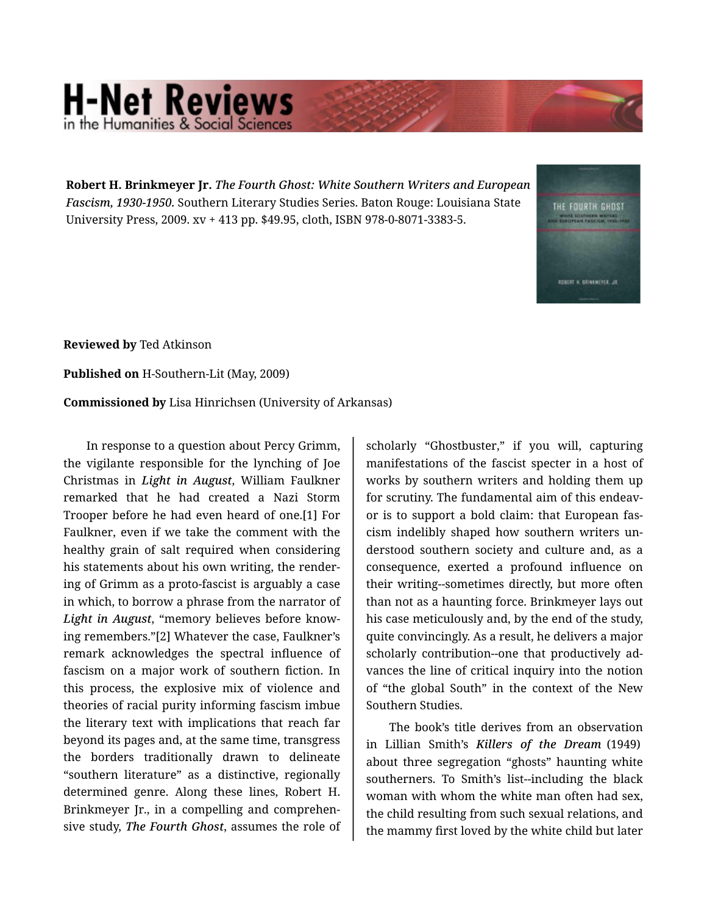**Robert H. Brinkmeyer Jr.** *The Fourth Ghost: White Southern Writers and European Fascism, 1930-1950.* Southern Literary Studies Series. Baton Rouge: Louisiana State University Press, 2009. xv + 413 pp. $49.95, cloth, ISBN 978-0-8071-3383-5.

**Reviewed by** Ted Atkinson

**Published on** H-Southern-Lit (May, 2009)

**Commissioned by** Lisa Hinrichsen (University of Arkansas)

In response to a question about Percy Grimm, the vigilante responsible for the lynching of Joe Christmas in ***Light in August***, William Faulkner remarked that he had created a Nazi Storm Trooper before he had even heard of one.[1] For Faulkner, even if we take the comment with the healthy grain of salt required when considering his statements about his own writing, the rendering of Grimm as a proto-fascist is arguably a case in which, to borrow a phrase from the narrator of ***Light in August***, "memory believes before knowing remembers."[2] Whatever the case, Faulkner's remark acknowledges the spectral influence of fascism on a major work of southern fiction. In this process, the explosive mix of violence and theories of racial purity informing fascism imbue the literary text with implications that reach far beyond its pages and, at the same time, transgress the borders traditionally drawn to delineate "southern literature" as a distinctive, regionally determined genre. Along these lines, Robert H. Brinkmeyer Jr., in a compelling and comprehensive study, ***The Fourth Ghost***, assumes the role of scholarly "Ghostbuster," if you will, capturing manifestations of the fascist specter in a host of works by southern writers and holding them up for scrutiny. The fundamental aim of this endeavor is to support a bold claim: that European fascism indelibly shaped how southern writers understood southern society and culture and, as a consequence, exerted a profound influence on their writing--sometimes directly, but more often than not as a haunting force. Brinkmeyer lays out his case meticulously and, by the end of the study, quite convincingly. As a result, he delivers a major scholarly contribution--one that productively advances the line of critical inquiry into the notion of "the global South" in the context of the New Southern Studies.

The book's title derives from an observation in Lillian Smith's ***Killers of the Dream*** (1949) about three segregation "ghosts" haunting white southerners. To Smith's list--including the black woman with whom the white man often had sex, the child resulting from such sexual relations, and the mammy first loved by the white child but later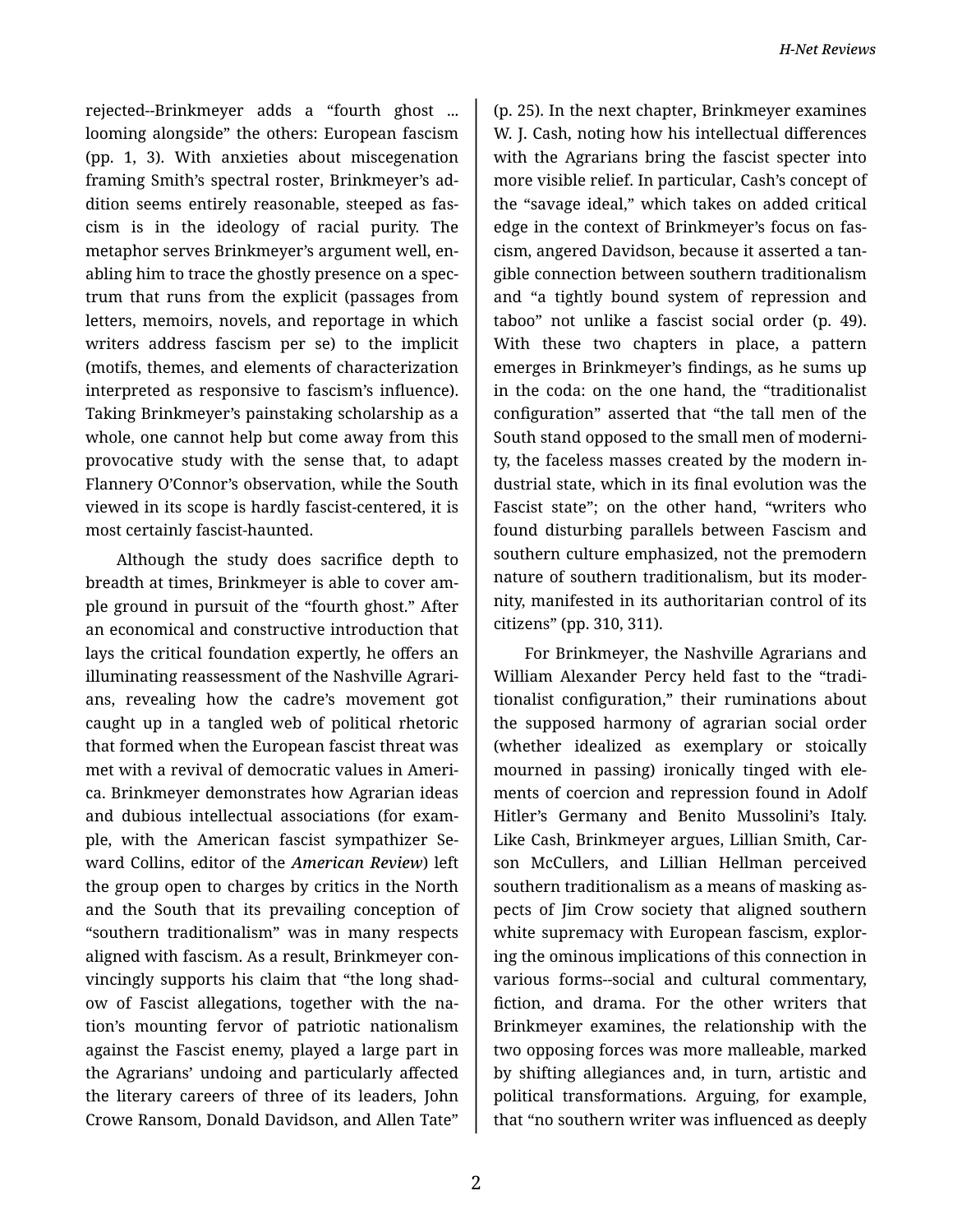rejected--Brinkmeyer adds a "fourth ghost ... looming alongside" the others: European fascism (pp. 1, 3). With anxieties about miscegenation framing Smith's spectral roster, Brinkmeyer's addition seems entirely reasonable, steeped as fascism is in the ideology of racial purity. The metaphor serves Brinkmeyer's argument well, enabling him to trace the ghostly presence on a spectrum that runs from the explicit (passages from letters, memoirs, novels, and reportage in which writers address fascism per se) to the implicit (motifs, themes, and elements of characterization interpreted as responsive to fascism's influence). Taking Brinkmeyer's painstaking scholarship as a whole, one cannot help but come away from this provocative study with the sense that, to adapt Flannery O'Connor's observation, while the South viewed in its scope is hardly fascist-centered, it is most certainly fascist-haunted.

Although the study does sacrifice depth to breadth at times, Brinkmeyer is able to cover ample ground in pursuit of the "fourth ghost." After an economical and constructive introduction that lays the critical foundation expertly, he offers an illuminating reassessment of the Nashville Agrarians, revealing how the cadre's movement got caught up in a tangled web of political rhetoric that formed when the European fascist threat was met with a revival of democratic values in America. Brinkmeyer demonstrates how Agrarian ideas and dubious intellectual associations (for example, with the American fascist sympathizer Seward Collins, editor of the *American Review*) left the group open to charges by critics in the North and the South that its prevailing conception of "southern traditionalism" was in many respects aligned with fascism. As a result, Brinkmeyer convincingly supports his claim that "the long shadow of Fascist allegations, together with the nation's mounting fervor of patriotic nationalism against the Fascist enemy, played a large part in the Agrarians' undoing and particularly affected the literary careers of three of its leaders, John Crowe Ransom, Donald Davidson, and Allen Tate" (p. 25). In the next chapter, Brinkmeyer examines W. J. Cash, noting how his intellectual differences with the Agrarians bring the fascist specter into more visible relief. In particular, Cash's concept of the "savage ideal," which takes on added critical edge in the context of Brinkmeyer's focus on fascism, angered Davidson, because it asserted a tangible connection between southern traditionalism and "a tightly bound system of repression and taboo" not unlike a fascist social order (p. 49). With these two chapters in place, a pattern emerges in Brinkmeyer's findings, as he sums up in the coda: on the one hand, the "traditionalist configuration" asserted that "the tall men of the South stand opposed to the small men of modernity, the faceless masses created by the modern industrial state, which in its final evolution was the Fascist state"; on the other hand, "writers who found disturbing parallels between Fascism and southern culture emphasized, not the premodern nature of southern traditionalism, but its modernity, manifested in its authoritarian control of its citizens" (pp. 310, 311).

For Brinkmeyer, the Nashville Agrarians and William Alexander Percy held fast to the "traditionalist configuration," their ruminations about the supposed harmony of agrarian social order (whether idealized as exemplary or stoically mourned in passing) ironically tinged with elements of coercion and repression found in Adolf Hitler's Germany and Benito Mussolini's Italy. Like Cash, Brinkmeyer argues, Lillian Smith, Carson McCullers, and Lillian Hellman perceived southern traditionalism as a means of masking aspects of Jim Crow society that aligned southern white supremacy with European fascism, exploring the ominous implications of this connection in various forms--social and cultural commentary, fiction, and drama. For the other writers that Brinkmeyer examines, the relationship with the two opposing forces was more malleable, marked by shifting allegiances and, in turn, artistic and political transformations. Arguing, for example, that "no southern writer was influenced as deeply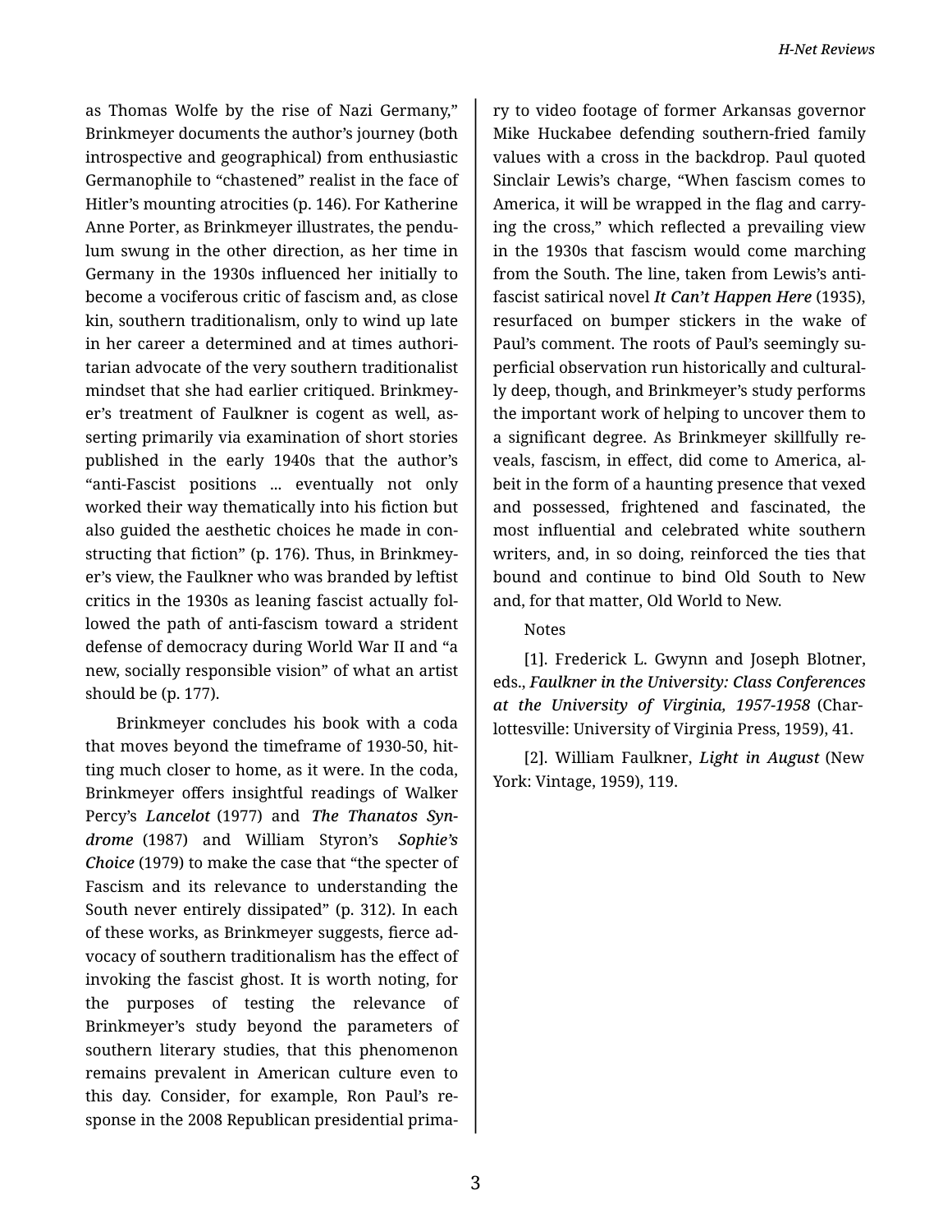as Thomas Wolfe by the rise of Nazi Germany," Brinkmeyer documents the author's journey (both introspective and geographical) from enthusiastic Germanophile to "chastened" realist in the face of Hitler's mounting atrocities (p. 146). For Katherine Anne Porter, as Brinkmeyer illustrates, the pendulum swung in the other direction, as her time in Germany in the 1930s influenced her initially to become a vociferous critic of fascism and, as close kin, southern traditionalism, only to wind up late in her career a determined and at times authoritarian advocate of the very southern traditionalist mindset that she had earlier critiqued. Brinkmeyer's treatment of Faulkner is cogent as well, asserting primarily via examination of short stories published in the early 1940s that the author's "anti-Fascist positions ... eventually not only worked their way thematically into his fiction but also guided the aesthetic choices he made in constructing that fiction" (p. 176). Thus, in Brinkmeyer's view, the Faulkner who was branded by leftist critics in the 1930s as leaning fascist actually followed the path of anti-fascism toward a strident defense of democracy during World War II and "a new, socially responsible vision" of what an artist should be (p. 177).

Brinkmeyer concludes his book with a coda that moves beyond the timeframe of 1930-50, hitting much closer to home, as it were. In the coda, Brinkmeyer offers insightful readings of Walker Percy's *Lancelot* (1977) and *The Thanatos Syndrome* (1987) and William Styron's *Sophie's Choice* (1979) to make the case that "the specter of Fascism and its relevance to understanding the South never entirely dissipated" (p. 312). In each of these works, as Brinkmeyer suggests, fierce advocacy of southern traditionalism has the effect of invoking the fascist ghost. It is worth noting, for the purposes of testing the relevance of Brinkmeyer's study beyond the parameters of southern literary studies, that this phenomenon remains prevalent in American culture even to this day. Consider, for example, Ron Paul's response in the 2008 Republican presidential primary to video footage of former Arkansas governor Mike Huckabee defending southern-fried family values with a cross in the backdrop. Paul quoted Sinclair Lewis's charge, "When fascism comes to America, it will be wrapped in the flag and carrying the cross," which reflected a prevailing view in the 1930s that fascism would come marching from the South. The line, taken from Lewis's anti-fascist satirical novel *It Can't Happen Here* (1935), resurfaced on bumper stickers in the wake of Paul's comment. The roots of Paul's seemingly superficial observation run historically and culturally deep, though, and Brinkmeyer's study performs the important work of helping to uncover them to a significant degree. As Brinkmeyer skillfully reveals, fascism, in effect, did come to America, albeit in the form of a haunting presence that vexed and possessed, frightened and fascinated, the most influential and celebrated white southern writers, and, in so doing, reinforced the ties that bound and continue to bind Old South to New and, for that matter, Old World to New.

Notes

[1]. Frederick L. Gwynn and Joseph Blotner, eds., *Faulkner in the University: Class Conferences at the University of Virginia, 1957-1958* (Charlottesville: University of Virginia Press, 1959), 41.

[2]. William Faulkner, *Light in August* (New York: Vintage, 1959), 119.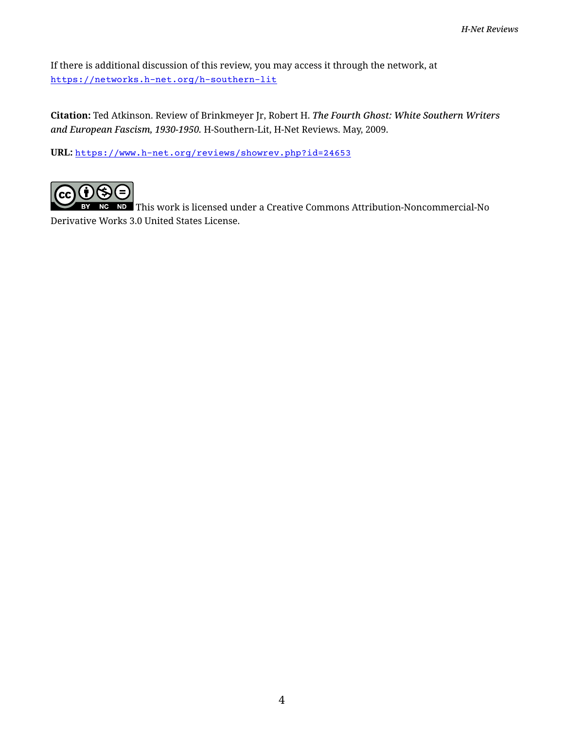If there is additional discussion of this review, you may access it through the network, at https://networks.h-net.org/h-southern-lit

**Citation:** Ted Atkinson. Review of Brinkmeyer Jr, Robert H. ***The Fourth Ghost: White Southern Writers and European Fascism, 1930-1950.*** H-Southern-Lit, H-Net Reviews. May, 2009.

**URL:** https://www.h-net.org/reviews/showrev.php?id=24653

This work is licensed under a Creative Commons Attribution-Noncommercial-No Derivative Works 3.0 United States License.